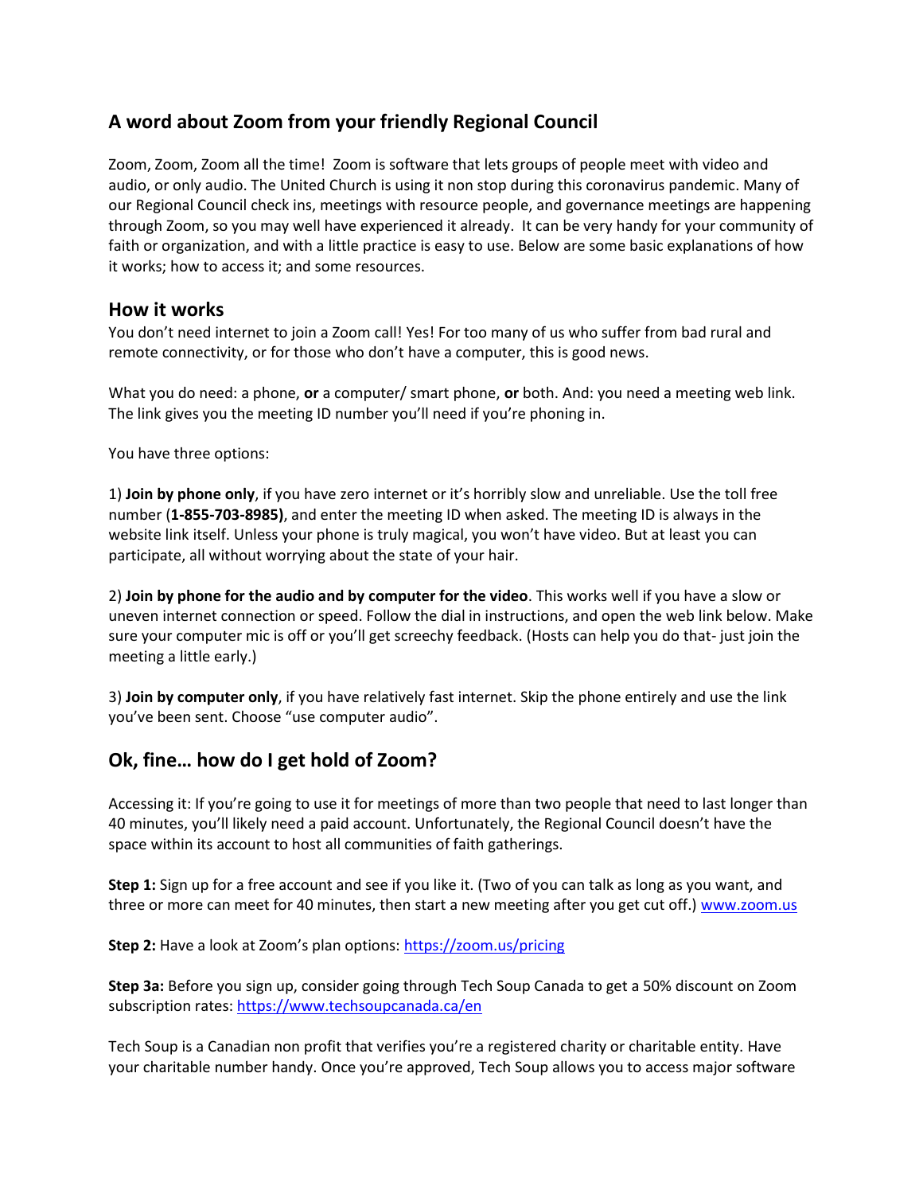## A word about Zoom from your friendly Regional Council

Zoom, Zoom, Zoom all the time! Zoom is software that lets groups of people meet with video and audio, or only audio. The United Church is using it non stop during this coronavirus pandemic. Many of our Regional Council check ins, meetings with resource people, and governance meetings are happening through Zoom, so you may well have experienced it already. It can be very handy for your community of faith or organization, and with a little practice is easy to use. Below are some basic explanations of how it works; how to access it; and some resources.

### How it works

You don't need internet to join a Zoom call! Yes! For too many of us who suffer from bad rural and remote connectivity, or for those who don't have a computer, this is good news.

What you do need: a phone, **or** a computer/ smart phone, **or** both. And: you need a meeting web link. The link gives you the meeting ID number you'll need if you're phoning in.

You have three options:

1) **Join by phone only**, if you have zero internet or it's horribly slow and unreliable. Use the toll free number (**1-855-703-8985)**, and enter the meeting ID when asked. The meeting ID is always in the website link itself. Unless your phone is truly magical, you won't have video. But at least you can participate, all without worrying about the state of your hair.

2) **Join by phone for the audio and by computer for the video**. This works well if you have a slow or uneven internet connection or speed. Follow the dial in instructions, and open the web link below. Make sure your computer mic is off or you'll get screechy feedback. (Hosts can help you do that- just join the meeting a little early.)

3) **Join by computer only**, if you have relatively fast internet. Skip the phone entirely and use the link you've been sent. Choose "use computer audio".

## Ok, fine… how do I get hold of Zoom?

Accessing it: If you're going to use it for meetings of more than two people that need to last longer than 40 minutes, you'll likely need a paid account. Unfortunately, the Regional Council doesn't have the space within its account to host all communities of faith gatherings.

**Step 1:** Sign up for a free account and see if you like it. (Two of you can talk as long as you want, and three or more can meet for 40 minutes, then start a new meeting after you get cut off.) [www.zoom.us](www.zoom.us)

**Step 2:** Have a look at Zoom's plan options: [https://zoom.us/pricing](https://zoom.us/pricing)

**Step 3a:** Before you sign up, consider going through Tech Soup Canada to get a 50% discount on Zoom subscription rates: [https://www.techsoupcanada.ca/en](https://www.techsoupcanada.ca/en)

Tech Soup is a Canadian non profit that verifies you're a registered charity or charitable entity. Have your charitable number handy. Once you're approved, Tech Soup allows you to access major software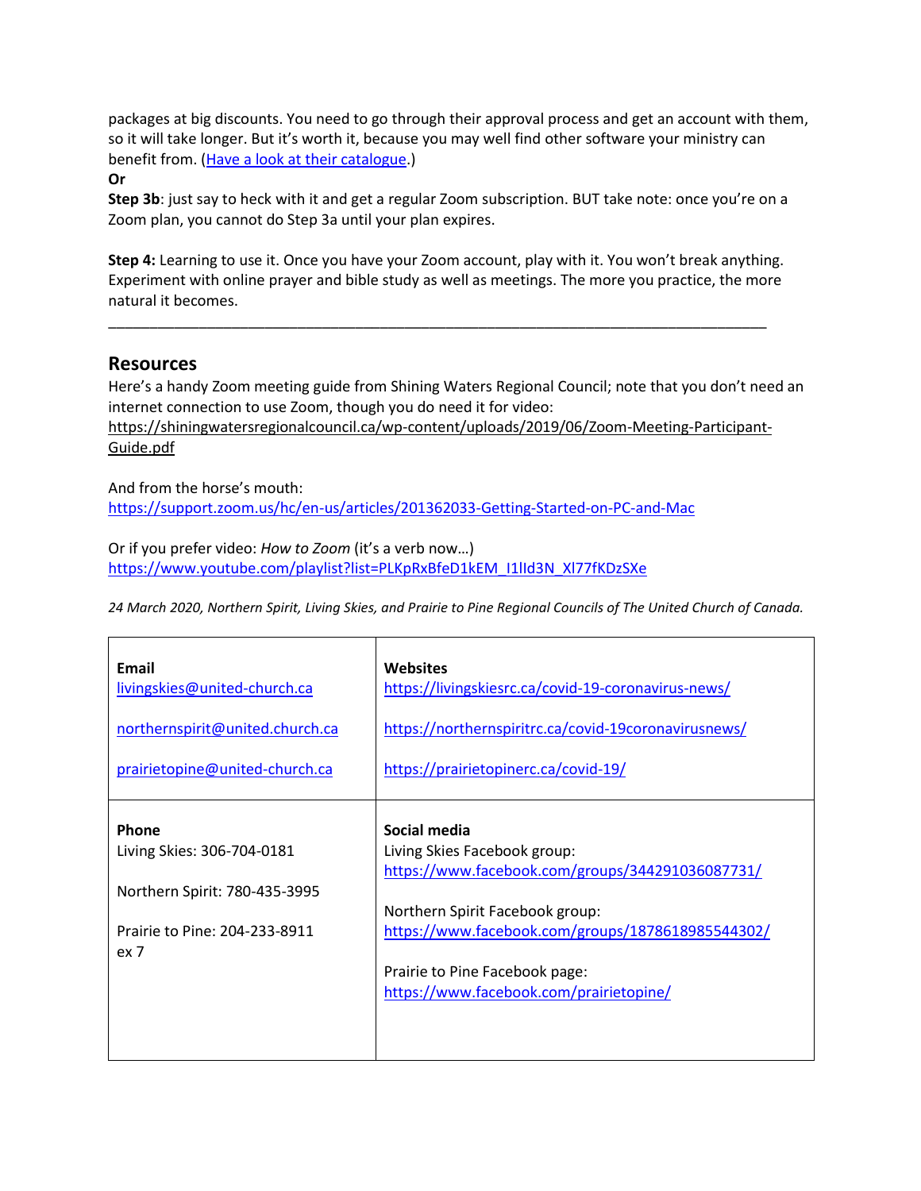packages at big discounts. You need to go through their approval process and get an account with them, so it will take longer. But it's worth it, because you may well find other software your ministry can benefit from. (Have a look at their catalogue.)

**Or**

**Step 3b**: just say to heck with it and get a regular Zoom subscription. BUT take note: once you're on a Zoom plan, you cannot do Step 3a until your plan expires.

**Step 4:** Learning to use it. Once you have your Zoom account, play with it. You won't break anything. Experiment with online prayer and bible study as well as meetings. The more you practice, the more natural it becomes.

---

## Resources

Here's a handy Zoom meeting guide from Shining Waters Regional Council; note that you don't need an internet connection to use Zoom, though you do need it for video:
https://shiningwatersregionalcouncil.ca/wp-content/uploads/2019/06/Zoom-Meeting-Participant-Guide.pdf

And from the horse's mouth:
https://support.zoom.us/hc/en-us/articles/201362033-Getting-Started-on-PC-and-Mac

Or if you prefer video: *How to Zoom* (it's a verb now…)
https://www.youtube.com/playlist?list=PLKpRxBfeD1kEM_I1lId3N_Xl77fKDzSXe

*24 March 2020, Northern Spirit, Living Skies, and Prairie to Pine Regional Councils of The United Church of Canada.*

| | |
|---|---|
| **Email**<br>livingskies@united-church.ca<br><br>northernspirit@united.church.ca<br><br>prairietopine@united-church.ca | **Websites**<br>https://livingskiesrc.ca/covid-19-coronavirus-news/<br><br>https://northernspiritrc.ca/covid-19coronavirusnews/<br><br>https://prairietopinerc.ca/covid-19/ |
| **Phone**<br>Living Skies: 306-704-0181<br><br>Northern Spirit: 780-435-3995<br><br>Prairie to Pine: 204-233-8911 ex 7 | **Social media**<br>Living Skies Facebook group:<br>https://www.facebook.com/groups/344291036087731/<br><br>Northern Spirit Facebook group:<br>https://www.facebook.com/groups/1878618985544302/<br><br>Prairie to Pine Facebook page:<br>https://www.facebook.com/prairietopine/ |